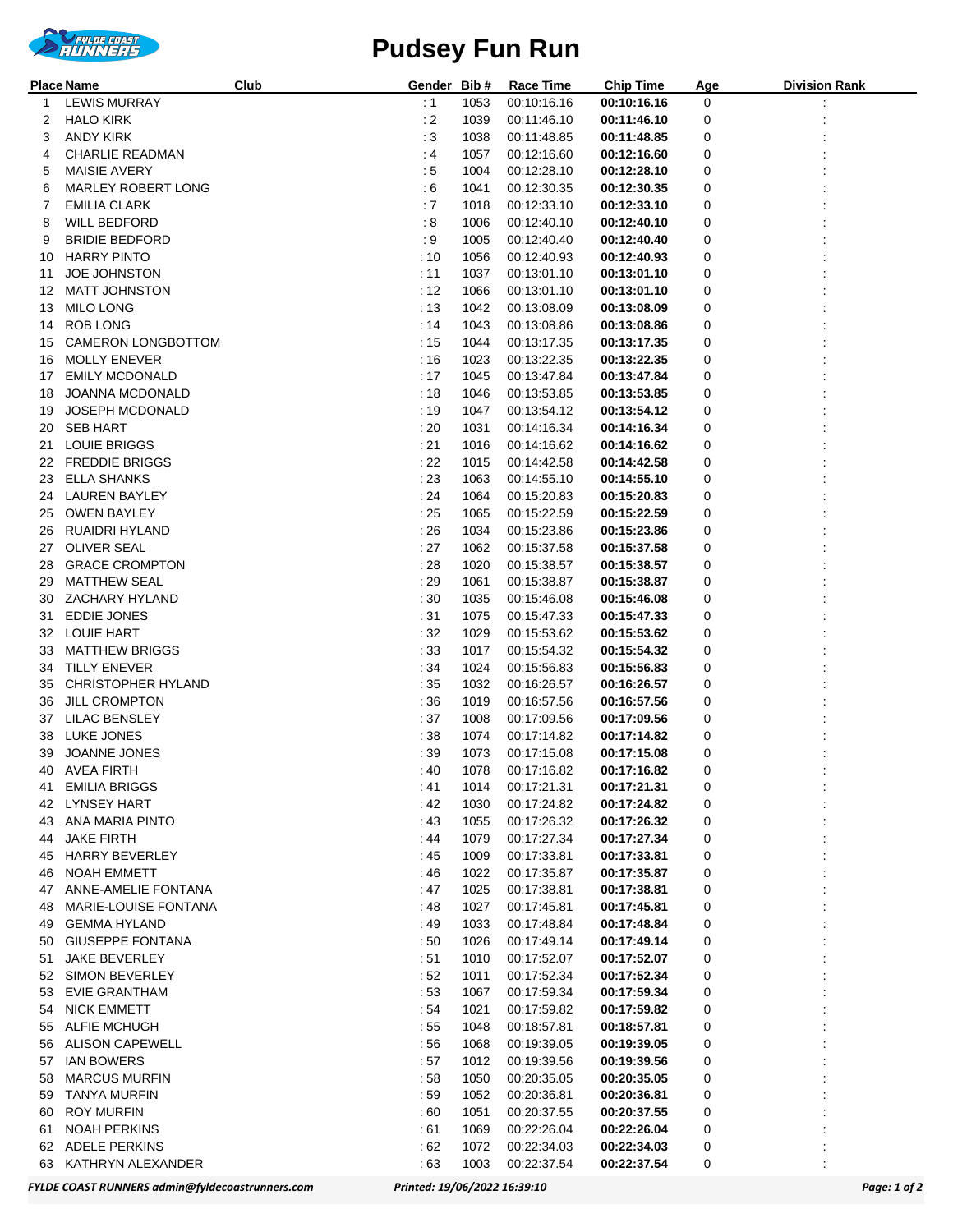# Pudsey Fun Run

| Place | Name | Club | Gender | Bib # | Race Time | Chip Time | Age | Division Rank |
|---|---|---|---|---|---|---|---|---|
| 1 | LEWIS MURRAY | | : 1 | 1053 | 00:10:16.16 | **00:10:16.16** | 0 | : |
| 2 | HALO KIRK | | : 2 | 1039 | 00:11:46.10 | **00:11:46.10** | 0 | : |
| 3 | ANDY KIRK | | : 3 | 1038 | 00:11:48.85 | **00:11:48.85** | 0 | : |
| 4 | CHARLIE READMAN | | : 4 | 1057 | 00:12:16.60 | **00:12:16.60** | 0 | : |
| 5 | MAISIE AVERY | | : 5 | 1004 | 00:12:28.10 | **00:12:28.10** | 0 | : |
| 6 | MARLEY ROBERT LONG | | : 6 | 1041 | 00:12:30.35 | **00:12:30.35** | 0 | : |
| 7 | EMILIA CLARK | | : 7 | 1018 | 00:12:33.10 | **00:12:33.10** | 0 | : |
| 8 | WILL BEDFORD | | : 8 | 1006 | 00:12:40.10 | **00:12:40.10** | 0 | : |
| 9 | BRIDIE BEDFORD | | : 9 | 1005 | 00:12:40.40 | **00:12:40.40** | 0 | : |
| 10 | HARRY PINTO | | : 10 | 1056 | 00:12:40.93 | **00:12:40.93** | 0 | : |
| 11 | JOE JOHNSTON | | : 11 | 1037 | 00:13:01.10 | **00:13:01.10** | 0 | : |
| 12 | MATT JOHNSTON | | : 12 | 1066 | 00:13:01.10 | **00:13:01.10** | 0 | : |
| 13 | MILO LONG | | : 13 | 1042 | 00:13:08.09 | **00:13:08.09** | 0 | : |
| 14 | ROB LONG | | : 14 | 1043 | 00:13:08.86 | **00:13:08.86** | 0 | : |
| 15 | CAMERON LONGBOTTOM | | : 15 | 1044 | 00:13:17.35 | **00:13:17.35** | 0 | : |
| 16 | MOLLY ENEVER | | : 16 | 1023 | 00:13:22.35 | **00:13:22.35** | 0 | : |
| 17 | EMILY MCDONALD | | : 17 | 1045 | 00:13:47.84 | **00:13:47.84** | 0 | : |
| 18 | JOANNA MCDONALD | | : 18 | 1046 | 00:13:53.85 | **00:13:53.85** | 0 | : |
| 19 | JOSEPH MCDONALD | | : 19 | 1047 | 00:13:54.12 | **00:13:54.12** | 0 | : |
| 20 | SEB HART | | : 20 | 1031 | 00:14:16.34 | **00:14:16.34** | 0 | : |
| 21 | LOUIE BRIGGS | | : 21 | 1016 | 00:14:16.62 | **00:14:16.62** | 0 | : |
| 22 | FREDDIE BRIGGS | | : 22 | 1015 | 00:14:42.58 | **00:14:42.58** | 0 | : |
| 23 | ELLA SHANKS | | : 23 | 1063 | 00:14:55.10 | **00:14:55.10** | 0 | : |
| 24 | LAUREN BAYLEY | | : 24 | 1064 | 00:15:20.83 | **00:15:20.83** | 0 | : |
| 25 | OWEN BAYLEY | | : 25 | 1065 | 00:15:22.59 | **00:15:22.59** | 0 | : |
| 26 | RUAIDRI HYLAND | | : 26 | 1034 | 00:15:23.86 | **00:15:23.86** | 0 | : |
| 27 | OLIVER SEAL | | : 27 | 1062 | 00:15:37.58 | **00:15:37.58** | 0 | : |
| 28 | GRACE CROMPTON | | : 28 | 1020 | 00:15:38.57 | **00:15:38.57** | 0 | : |
| 29 | MATTHEW SEAL | | : 29 | 1061 | 00:15:38.87 | **00:15:38.87** | 0 | : |
| 30 | ZACHARY HYLAND | | : 30 | 1035 | 00:15:46.08 | **00:15:46.08** | 0 | : |
| 31 | EDDIE JONES | | : 31 | 1075 | 00:15:47.33 | **00:15:47.33** | 0 | : |
| 32 | LOUIE HART | | : 32 | 1029 | 00:15:53.62 | **00:15:53.62** | 0 | : |
| 33 | MATTHEW BRIGGS | | : 33 | 1017 | 00:15:54.32 | **00:15:54.32** | 0 | : |
| 34 | TILLY ENEVER | | : 34 | 1024 | 00:15:56.83 | **00:15:56.83** | 0 | : |
| 35 | CHRISTOPHER HYLAND | | : 35 | 1032 | 00:16:26.57 | **00:16:26.57** | 0 | : |
| 36 | JILL CROMPTON | | : 36 | 1019 | 00:16:57.56 | **00:16:57.56** | 0 | : |
| 37 | LILAC BENSLEY | | : 37 | 1008 | 00:17:09.56 | **00:17:09.56** | 0 | : |
| 38 | LUKE JONES | | : 38 | 1074 | 00:17:14.82 | **00:17:14.82** | 0 | : |
| 39 | JOANNE JONES | | : 39 | 1073 | 00:17:15.08 | **00:17:15.08** | 0 | : |
| 40 | AVEA FIRTH | | : 40 | 1078 | 00:17:16.82 | **00:17:16.82** | 0 | : |
| 41 | EMILIA BRIGGS | | : 41 | 1014 | 00:17:21.31 | **00:17:21.31** | 0 | : |
| 42 | LYNSEY HART | | : 42 | 1030 | 00:17:24.82 | **00:17:24.82** | 0 | : |
| 43 | ANA MARIA PINTO | | : 43 | 1055 | 00:17:26.32 | **00:17:26.32** | 0 | : |
| 44 | JAKE FIRTH | | : 44 | 1079 | 00:17:27.34 | **00:17:27.34** | 0 | : |
| 45 | HARRY BEVERLEY | | : 45 | 1009 | 00:17:33.81 | **00:17:33.81** | 0 | : |
| 46 | NOAH EMMETT | | : 46 | 1022 | 00:17:35.87 | **00:17:35.87** | 0 | : |
| 47 | ANNE-AMELIE FONTANA | | : 47 | 1025 | 00:17:38.81 | **00:17:38.81** | 0 | : |
| 48 | MARIE-LOUISE FONTANA | | : 48 | 1027 | 00:17:45.81 | **00:17:45.81** | 0 | : |
| 49 | GEMMA HYLAND | | : 49 | 1033 | 00:17:48.84 | **00:17:48.84** | 0 | : |
| 50 | GIUSEPPE FONTANA | | : 50 | 1026 | 00:17:49.14 | **00:17:49.14** | 0 | : |
| 51 | JAKE BEVERLEY | | : 51 | 1010 | 00:17:52.07 | **00:17:52.07** | 0 | : |
| 52 | SIMON BEVERLEY | | : 52 | 1011 | 00:17:52.34 | **00:17:52.34** | 0 | : |
| 53 | EVIE GRANTHAM | | : 53 | 1067 | 00:17:59.34 | **00:17:59.34** | 0 | : |
| 54 | NICK EMMETT | | : 54 | 1021 | 00:17:59.82 | **00:17:59.82** | 0 | : |
| 55 | ALFIE MCHUGH | | : 55 | 1048 | 00:18:57.81 | **00:18:57.81** | 0 | : |
| 56 | ALISON CAPEWELL | | : 56 | 1068 | 00:19:39.05 | **00:19:39.05** | 0 | : |
| 57 | IAN BOWERS | | : 57 | 1012 | 00:19:39.56 | **00:19:39.56** | 0 | : |
| 58 | MARCUS MURFIN | | : 58 | 1050 | 00:20:35.05 | **00:20:35.05** | 0 | : |
| 59 | TANYA MURFIN | | : 59 | 1052 | 00:20:36.81 | **00:20:36.81** | 0 | : |
| 60 | ROY MURFIN | | : 60 | 1051 | 00:20:37.55 | **00:20:37.55** | 0 | : |
| 61 | NOAH PERKINS | | : 61 | 1069 | 00:22:26.04 | **00:22:26.04** | 0 | : |
| 62 | ADELE PERKINS | | : 62 | 1072 | 00:22:34.03 | **00:22:34.03** | 0 | : |
| 63 | KATHRYN ALEXANDER | | : 63 | 1003 | 00:22:37.54 | **00:22:37.54** | 0 | : |

*FYLDE COAST RUNNERS admin@fyldecoastrunners.com* *Printed: 19/06/2022 16:39:10*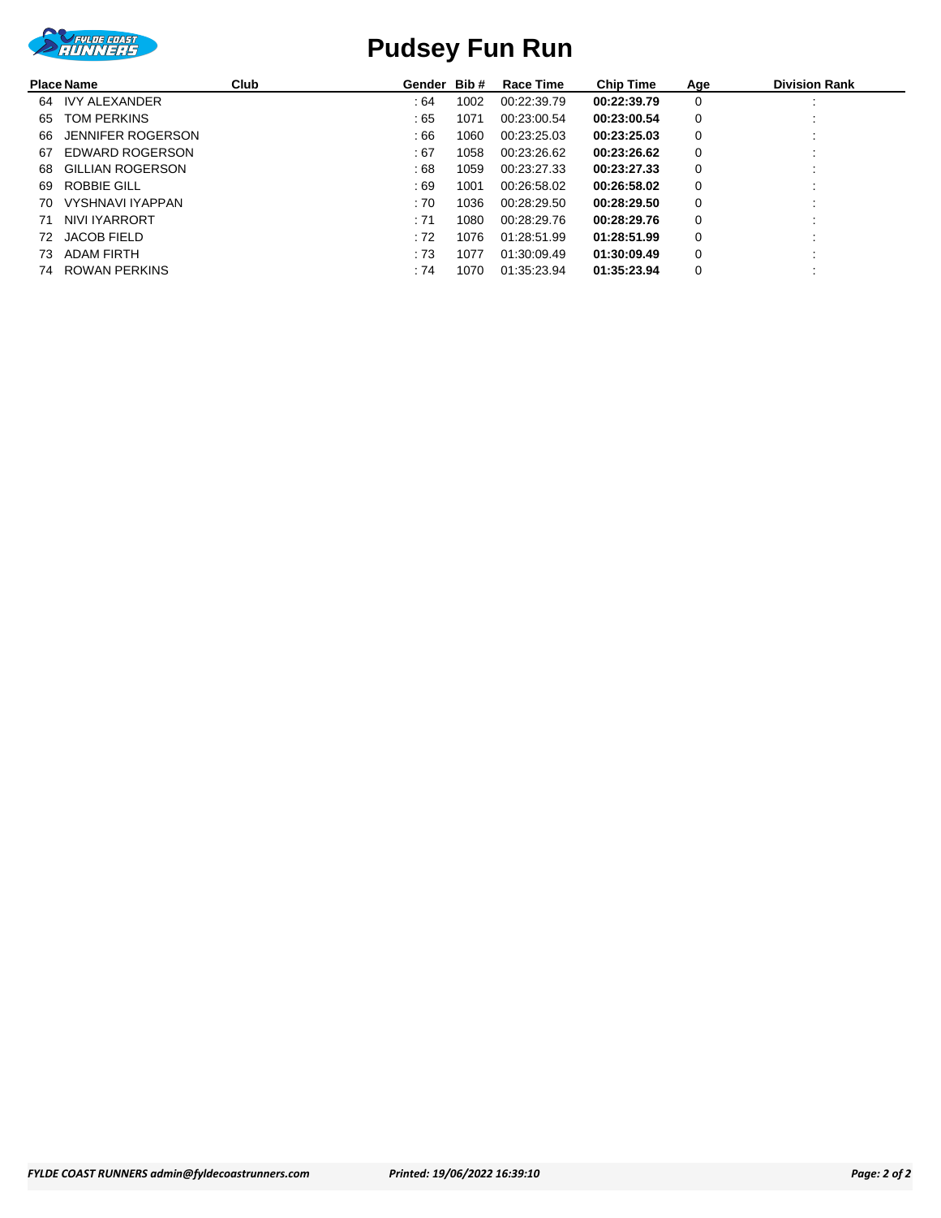# Pudsey Fun Run

| Place | Name | Club | Gender | Bib # | Race Time | Chip Time | Age | Division Rank |
|---|---|---|---|---|---|---|---|---|
| 64 | IVY ALEXANDER | | : 64 | 1002 | 00:22:39.79 | **00:22:39.79** | 0 | : |
| 65 | TOM PERKINS | | : 65 | 1071 | 00:23:00.54 | **00:23:00.54** | 0 | : |
| 66 | JENNIFER ROGERSON | | : 66 | 1060 | 00:23:25.03 | **00:23:25.03** | 0 | : |
| 67 | EDWARD ROGERSON | | : 67 | 1058 | 00:23:26.62 | **00:23:26.62** | 0 | : |
| 68 | GILLIAN ROGERSON | | : 68 | 1059 | 00:23:27.33 | **00:23:27.33** | 0 | : |
| 69 | ROBBIE GILL | | : 69 | 1001 | 00:26:58.02 | **00:26:58.02** | 0 | : |
| 70 | VYSHNAVI IYAPPAN | | : 70 | 1036 | 00:28:29.50 | **00:28:29.50** | 0 | : |
| 71 | NIVI IYARRORT | | : 71 | 1080 | 00:28:29.76 | **00:28:29.76** | 0 | : |
| 72 | JACOB FIELD | | : 72 | 1076 | 01:28:51.99 | **01:28:51.99** | 0 | : |
| 73 | ADAM FIRTH | | : 73 | 1077 | 01:30:09.49 | **01:30:09.49** | 0 | : |
| 74 | ROWAN PERKINS | | : 74 | 1070 | 01:35:23.94 | **01:35:23.94** | 0 | : |